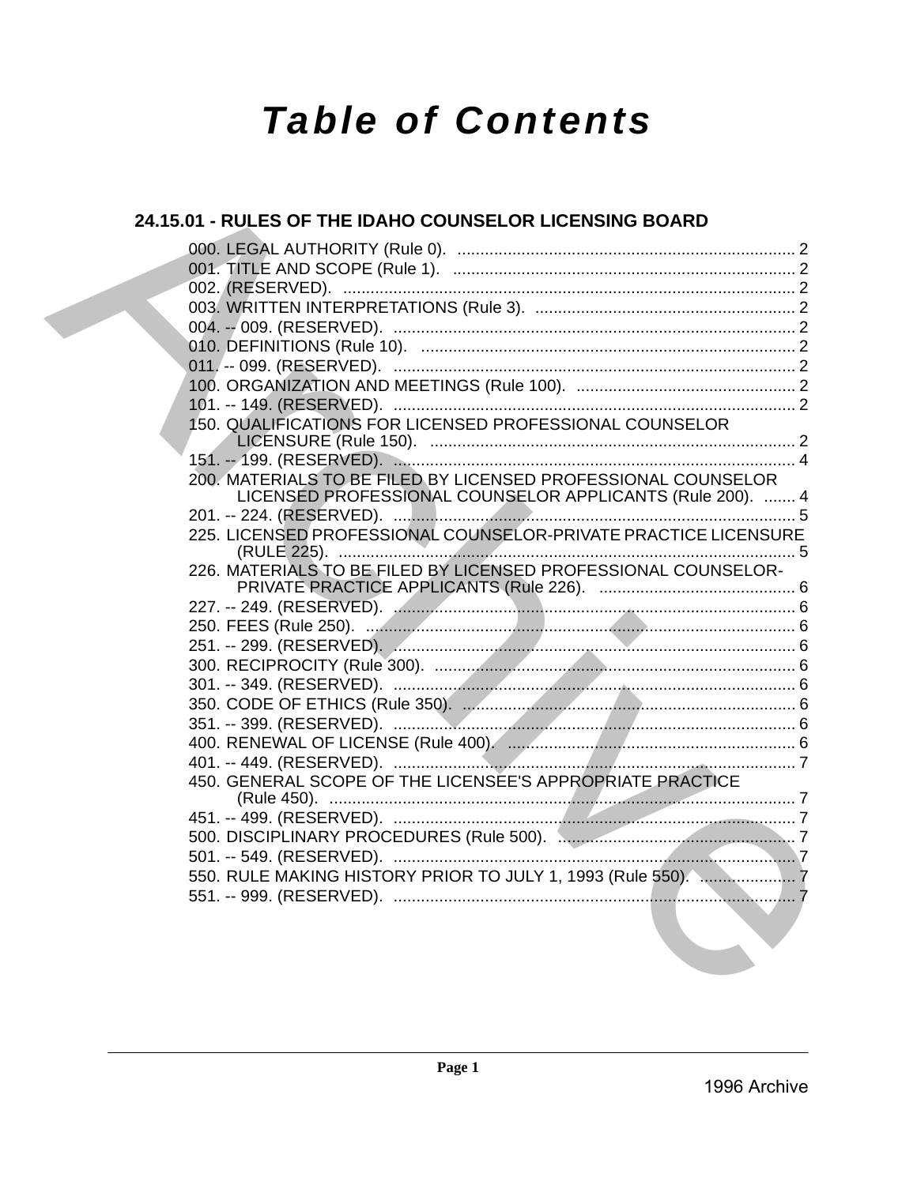# Table of Contents

## 24.15.01 - RULES OF THE IDAHO COUNSELOR LICENSING BOARD

000. LEGAL AUTHORITY (Rule 0). .......... 2
001. TITLE AND SCOPE (Rule 1). .......... 2
002. (RESERVED). .......... 2
003. WRITTEN INTERPRETATIONS (Rule 3). .......... 2
004. -- 009. (RESERVED). .......... 2
010. DEFINITIONS (Rule 10). .......... 2
011. -- 099. (RESERVED). .......... 2
100. ORGANIZATION AND MEETINGS (Rule 100). .......... 2
101. -- 149. (RESERVED). .......... 2
150. QUALIFICATIONS FOR LICENSED PROFESSIONAL COUNSELOR LICENSURE (Rule 150). .......... 2
151. -- 199. (RESERVED). .......... 4
200. MATERIALS TO BE FILED BY LICENSED PROFESSIONAL COUNSELOR LICENSED PROFESSIONAL COUNSELOR APPLICANTS (Rule 200). .......... 4
201. -- 224. (RESERVED). .......... 5
225. LICENSED PROFESSIONAL COUNSELOR-PRIVATE PRACTICE LICENSURE (RULE 225). .......... 5
226. MATERIALS TO BE FILED BY LICENSED PROFESSIONAL COUNSELOR-PRIVATE PRACTICE APPLICANTS (Rule 226). .......... 6
227. -- 249. (RESERVED). .......... 6
250. FEES (Rule 250). .......... 6
251. -- 299. (RESERVED). .......... 6
300. RECIPROCITY (Rule 300). .......... 6
301. -- 349. (RESERVED). .......... 6
350. CODE OF ETHICS (Rule 350). .......... 6
351. -- 399. (RESERVED). .......... 6
400. RENEWAL OF LICENSE (Rule 400). .......... 6
401. -- 449. (RESERVED). .......... 7
450. GENERAL SCOPE OF THE LICENSEE'S APPROPRIATE PRACTICE (Rule 450). .......... 7
451. -- 499. (RESERVED). .......... 7
500. DISCIPLINARY PROCEDURES (Rule 500). .......... 7
501. -- 549. (RESERVED). .......... 7
550. RULE MAKING HISTORY PRIOR TO JULY 1, 1993 (Rule 550). .......... 7
551. -- 999. (RESERVED). .......... 7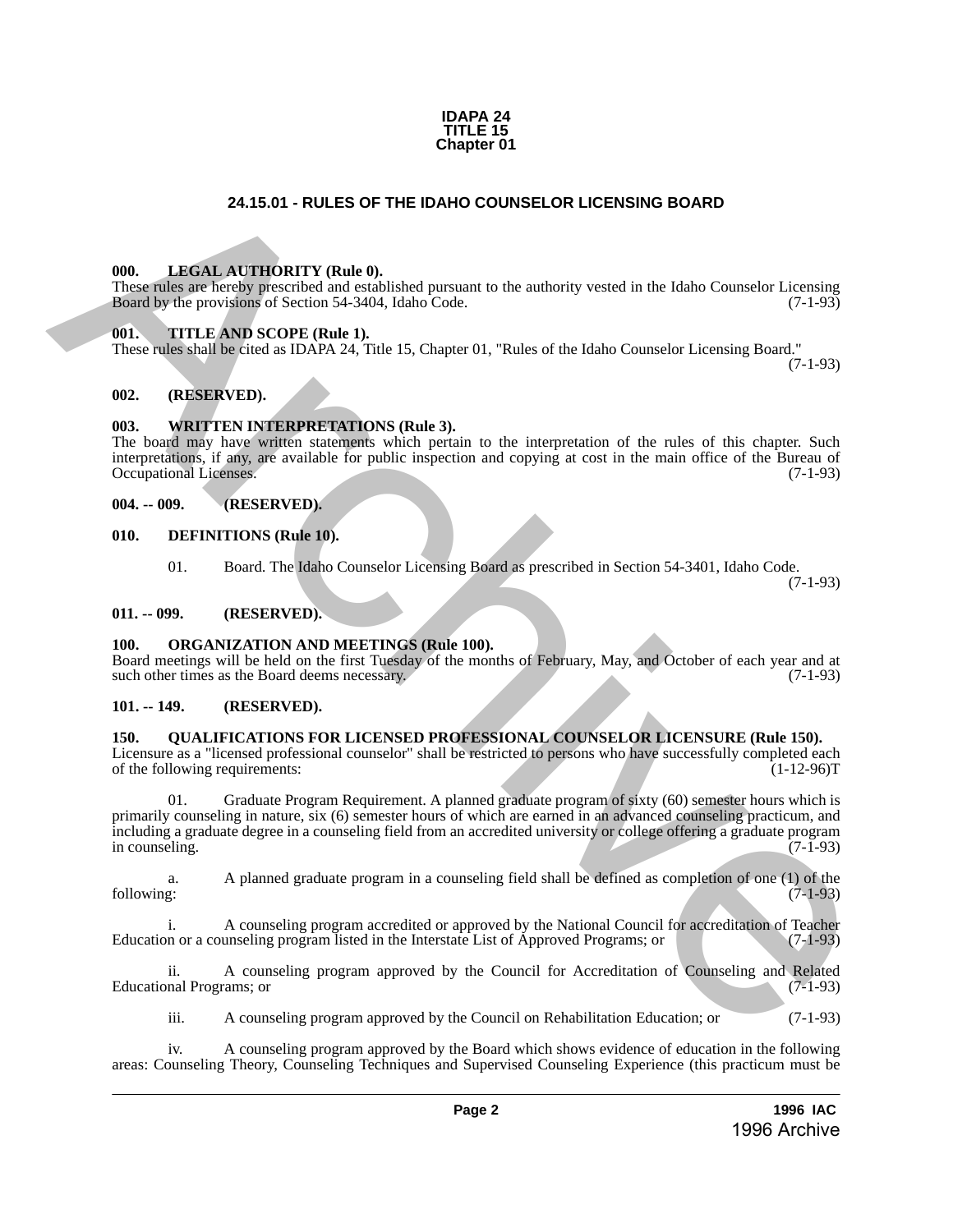**IDAPA 24**
**TITLE 15**
**Chapter 01**

## 24.15.01 - RULES OF THE IDAHO COUNSELOR LICENSING BOARD

### 000. LEGAL AUTHORITY (Rule 0).

These rules are hereby prescribed and established pursuant to the authority vested in the Idaho Counselor Licensing Board by the provisions of Section 54-3404, Idaho Code. (7-1-93)

### 001. TITLE AND SCOPE (Rule 1).

These rules shall be cited as IDAPA 24, Title 15, Chapter 01, "Rules of the Idaho Counselor Licensing Board." (7-1-93)

### 002. (RESERVED).

### 003. WRITTEN INTERPRETATIONS (Rule 3).

The board may have written statements which pertain to the interpretation of the rules of this chapter. Such interpretations, if any, are available for public inspection and copying at cost in the main office of the Bureau of Occupational Licenses. (7-1-93)

### 004. -- 009. (RESERVED).

### 010. DEFINITIONS (Rule 10).

01. Board. The Idaho Counselor Licensing Board as prescribed in Section 54-3401, Idaho Code. (7-1-93)

### 011. -- 099. (RESERVED).

### 100. ORGANIZATION AND MEETINGS (Rule 100).

Board meetings will be held on the first Tuesday of the months of February, May, and October of each year and at such other times as the Board deems necessary. (7-1-93)

### 101. -- 149. (RESERVED).

### 150. QUALIFICATIONS FOR LICENSED PROFESSIONAL COUNSELOR LICENSURE (Rule 150).

Licensure as a "licensed professional counselor" shall be restricted to persons who have successfully completed each of the following requirements: (1-12-96)T

01. Graduate Program Requirement. A planned graduate program of sixty (60) semester hours which is primarily counseling in nature, six (6) semester hours of which are earned in an advanced counseling practicum, and including a graduate degree in a counseling field from an accredited university or college offering a graduate program in counseling. (7-1-93)

a. A planned graduate program in a counseling field shall be defined as completion of one (1) of the following: (7-1-93)

i. A counseling program accredited or approved by the National Council for accreditation of Teacher Education or a counseling program listed in the Interstate List of Approved Programs; or (7-1-93)

ii. A counseling program approved by the Council for Accreditation of Counseling and Related Educational Programs; or (7-1-93)

iii. A counseling program approved by the Council on Rehabilitation Education; or (7-1-93)

iv. A counseling program approved by the Board which shows evidence of education in the following areas: Counseling Theory, Counseling Techniques and Supervised Counseling Experience (this practicum must be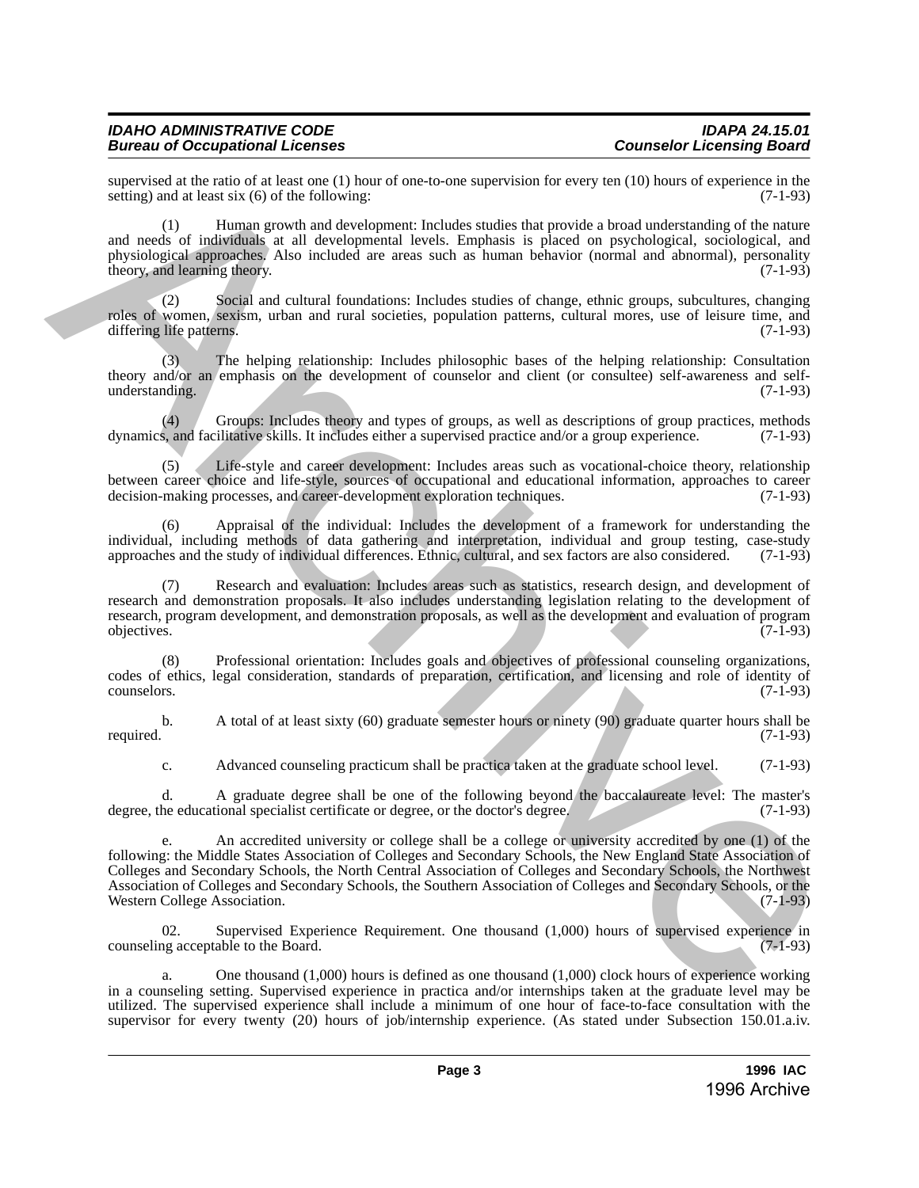supervised at the ratio of at least one (1) hour of one-to-one supervision for every ten (10) hours of experience in the setting) and at least six (6) of the following: (7-1-93)

(1) Human growth and development: Includes studies that provide a broad understanding of the nature and needs of individuals at all developmental levels. Emphasis is placed on psychological, sociological, and physiological approaches. Also included are areas such as human behavior (normal and abnormal), personality theory, and learning theory. (7-1-93)

(2) Social and cultural foundations: Includes studies of change, ethnic groups, subcultures, changing roles of women, sexism, urban and rural societies, population patterns, cultural mores, use of leisure time, and differing life patterns. (7-1-93)

(3) The helping relationship: Includes philosophic bases of the helping relationship: Consultation theory and/or an emphasis on the development of counselor and client (or consultee) self-awareness and self-understanding. (7-1-93)

(4) Groups: Includes theory and types of groups, as well as descriptions of group practices, methods dynamics, and facilitative skills. It includes either a supervised practice and/or a group experience. (7-1-93)

(5) Life-style and career development: Includes areas such as vocational-choice theory, relationship between career choice and life-style, sources of occupational and educational information, approaches to career decision-making processes, and career-development exploration techniques. (7-1-93)

(6) Appraisal of the individual: Includes the development of a framework for understanding the individual, including methods of data gathering and interpretation, individual and group testing, case-study approaches and the study of individual differences. Ethnic, cultural, and sex factors are also considered. (7-1-93)

(7) Research and evaluation: Includes areas such as statistics, research design, and development of research and demonstration proposals. It also includes understanding legislation relating to the development of research, program development, and demonstration proposals, as well as the development and evaluation of program objectives. (7-1-93)

(8) Professional orientation: Includes goals and objectives of professional counseling organizations, codes of ethics, legal consideration, standards of preparation, certification, and licensing and role of identity of counselors. (7-1-93)

b. A total of at least sixty (60) graduate semester hours or ninety (90) graduate quarter hours shall be required. (7-1-93)

c. Advanced counseling practicum shall be practica taken at the graduate school level. (7-1-93)

d. A graduate degree shall be one of the following beyond the baccalaureate level: The master's degree, the educational specialist certificate or degree, or the doctor's degree. (7-1-93)

e. An accredited university or college shall be a college or university accredited by one (1) of the following: the Middle States Association of Colleges and Secondary Schools, the New England State Association of Colleges and Secondary Schools, the North Central Association of Colleges and Secondary Schools, the Northwest Association of Colleges and Secondary Schools, the Southern Association of Colleges and Secondary Schools, or the Western College Association. (7-1-93)

02. Supervised Experience Requirement. One thousand (1,000) hours of supervised experience in counseling acceptable to the Board. (7-1-93)

a. One thousand (1,000) hours is defined as one thousand (1,000) clock hours of experience working in a counseling setting. Supervised experience in practica and/or internships taken at the graduate level may be utilized. The supervised experience shall include a minimum of one hour of face-to-face consultation with the supervisor for every twenty (20) hours of job/internship experience. (As stated under Subsection 150.01.a.iv.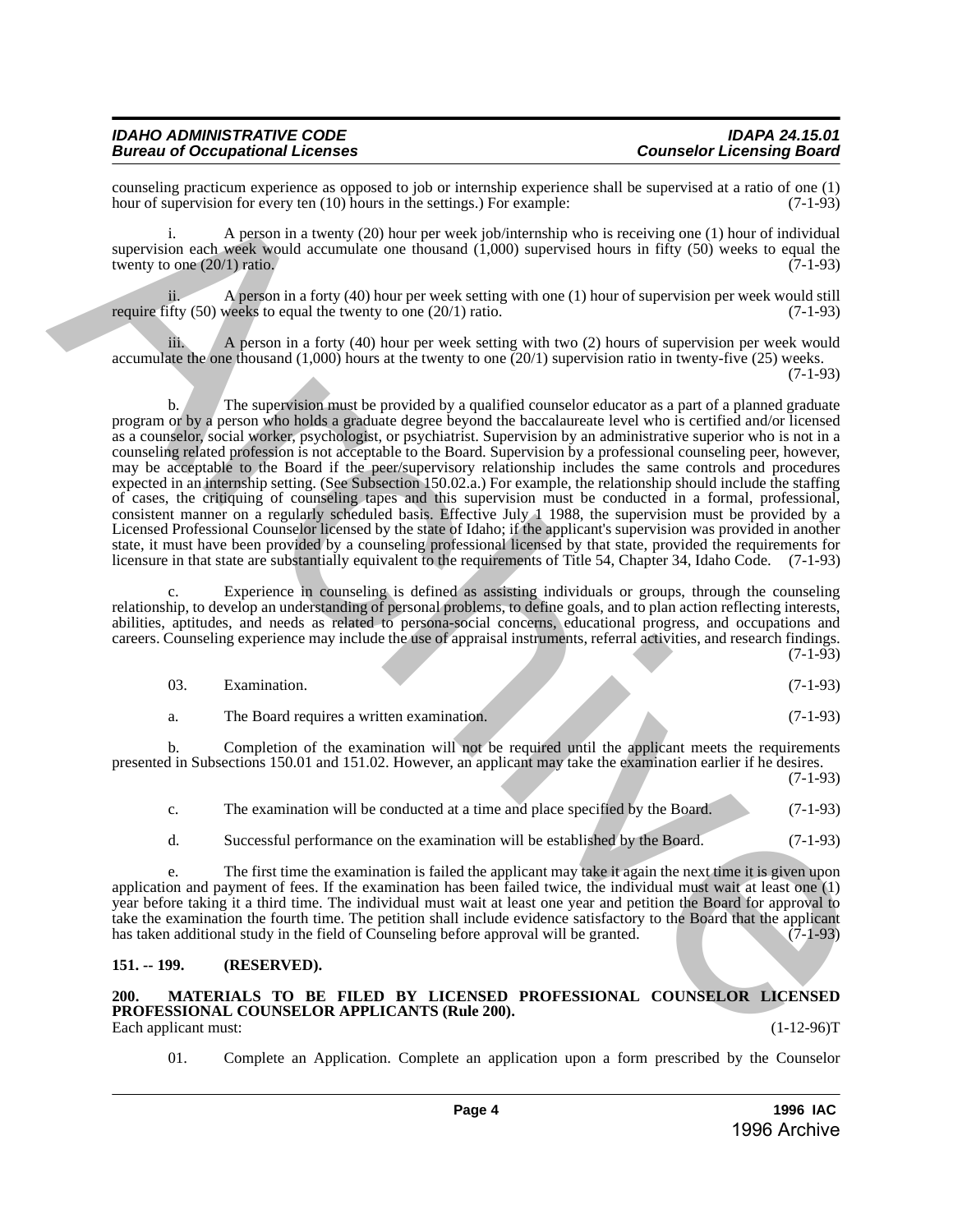counseling practicum experience as opposed to job or internship experience shall be supervised at a ratio of one (1) hour of supervision for every ten (10) hours in the settings.) For example: (7-1-93)

i. A person in a twenty (20) hour per week job/internship who is receiving one (1) hour of individual supervision each week would accumulate one thousand (1,000) supervised hours in fifty (50) weeks to equal the twenty to one (20/1) ratio. (7-1-93)

ii. A person in a forty (40) hour per week setting with one (1) hour of supervision per week would still require fifty (50) weeks to equal the twenty to one (20/1) ratio. (7-1-93)

iii. A person in a forty (40) hour per week setting with two (2) hours of supervision per week would accumulate the one thousand (1,000) hours at the twenty to one (20/1) supervision ratio in twenty-five (25) weeks. (7-1-93)

b. The supervision must be provided by a qualified counselor educator as a part of a planned graduate program or by a person who holds a graduate degree beyond the baccalaureate level who is certified and/or licensed as a counselor, social worker, psychologist, or psychiatrist. Supervision by an administrative superior who is not in a counseling related profession is not acceptable to the Board. Supervision by a professional counseling peer, however, may be acceptable to the Board if the peer/supervisory relationship includes the same controls and procedures expected in an internship setting. (See Subsection 150.02.a.) For example, the relationship should include the staffing of cases, the critiquing of counseling tapes and this supervision must be conducted in a formal, professional, consistent manner on a regularly scheduled basis. Effective July 1 1988, the supervision must be provided by a Licensed Professional Counselor licensed by the state of Idaho; if the applicant's supervision was provided in another state, it must have been provided by a counseling professional licensed by that state, provided the requirements for licensure in that state are substantially equivalent to the requirements of Title 54, Chapter 34, Idaho Code. (7-1-93)

c. Experience in counseling is defined as assisting individuals or groups, through the counseling relationship, to develop an understanding of personal problems, to define goals, and to plan action reflecting interests, abilities, aptitudes, and needs as related to persona-social concerns, educational progress, and occupations and careers. Counseling experience may include the use of appraisal instruments, referral activities, and research findings. (7-1-93)

03. Examination. (7-1-93)

a. The Board requires a written examination. (7-1-93)

b. Completion of the examination will not be required until the applicant meets the requirements presented in Subsections 150.01 and 151.02. However, an applicant may take the examination earlier if he desires. (7-1-93)

c. The examination will be conducted at a time and place specified by the Board. (7-1-93)

d. Successful performance on the examination will be established by the Board. (7-1-93)

e. The first time the examination is failed the applicant may take it again the next time it is given upon application and payment of fees. If the examination has been failed twice, the individual must wait at least one (1) year before taking it a third time. The individual must wait at least one year and petition the Board for approval to take the examination the fourth time. The petition shall include evidence satisfactory to the Board that the applicant has taken additional study in the field of Counseling before approval will be granted. (7-1-93)

**151. -- 199. (RESERVED).**

**200. MATERIALS TO BE FILED BY LICENSED PROFESSIONAL COUNSELOR LICENSED PROFESSIONAL COUNSELOR APPLICANTS (Rule 200).**

Each applicant must: (1-12-96)T

01. Complete an Application. Complete an application upon a form prescribed by the Counselor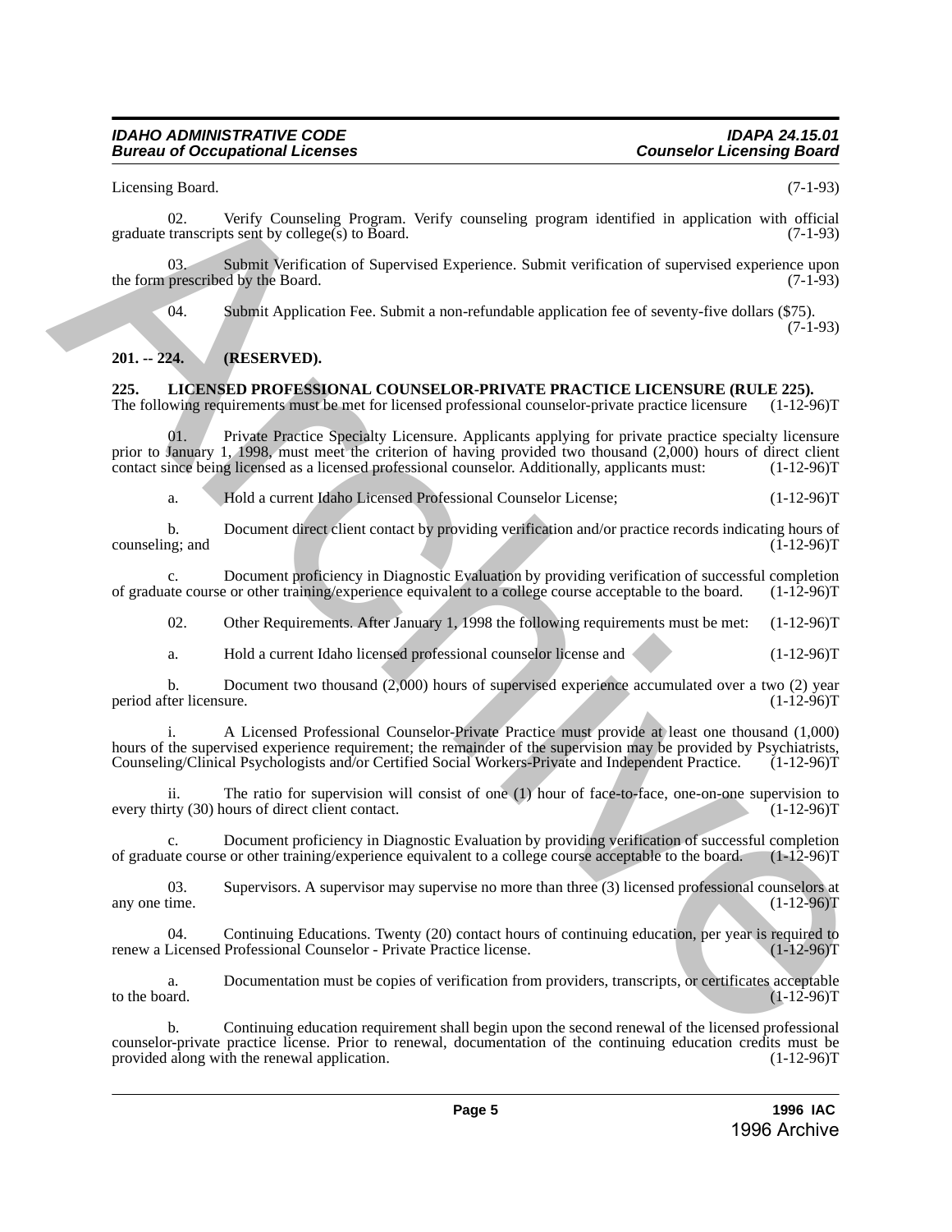Licensing Board. (7-1-93)

02. Verify Counseling Program. Verify counseling program identified in application with official graduate transcripts sent by college(s) to Board. (7-1-93)

03. Submit Verification of Supervised Experience. Submit verification of supervised experience upon the form prescribed by the Board. (7-1-93)

04. Submit Application Fee. Submit a non-refundable application fee of seventy-five dollars ($75). (7-1-93)

**201. -- 224. (RESERVED).**

**225. LICENSED PROFESSIONAL COUNSELOR-PRIVATE PRACTICE LICENSURE (RULE 225).**
The following requirements must be met for licensed professional counselor-private practice licensure (1-12-96)T

01. Private Practice Specialty Licensure. Applicants applying for private practice specialty licensure prior to January 1, 1998, must meet the criterion of having provided two thousand (2,000) hours of direct client contact since being licensed as a licensed professional counselor. Additionally, applicants must: (1-12-96)T

a. Hold a current Idaho Licensed Professional Counselor License; (1-12-96)T

b. Document direct client contact by providing verification and/or practice records indicating hours of counseling; and (1-12-96)T

c. Document proficiency in Diagnostic Evaluation by providing verification of successful completion of graduate course or other training/experience equivalent to a college course acceptable to the board. (1-12-96)T

02. Other Requirements. After January 1, 1998 the following requirements must be met: (1-12-96)T

a. Hold a current Idaho licensed professional counselor license and (1-12-96)T

b. Document two thousand (2,000) hours of supervised experience accumulated over a two (2) year period after licensure. (1-12-96)T

i. A Licensed Professional Counselor-Private Practice must provide at least one thousand (1,000) hours of the supervised experience requirement; the remainder of the supervision may be provided by Psychiatrists, Counseling/Clinical Psychologists and/or Certified Social Workers-Private and Independent Practice. (1-12-96)T

ii. The ratio for supervision will consist of one (1) hour of face-to-face, one-on-one supervision to every thirty (30) hours of direct client contact. (1-12-96)T

c. Document proficiency in Diagnostic Evaluation by providing verification of successful completion of graduate course or other training/experience equivalent to a college course acceptable to the board. (1-12-96)T

03. Supervisors. A supervisor may supervise no more than three (3) licensed professional counselors at any one time. (1-12-96)T

04. Continuing Educations. Twenty (20) contact hours of continuing education, per year is required to renew a Licensed Professional Counselor - Private Practice license. (1-12-96)T

a. Documentation must be copies of verification from providers, transcripts, or certificates acceptable to the board. (1-12-96)T

b. Continuing education requirement shall begin upon the second renewal of the licensed professional counselor-private practice license. Prior to renewal, documentation of the continuing education credits must be provided along with the renewal application. (1-12-96)T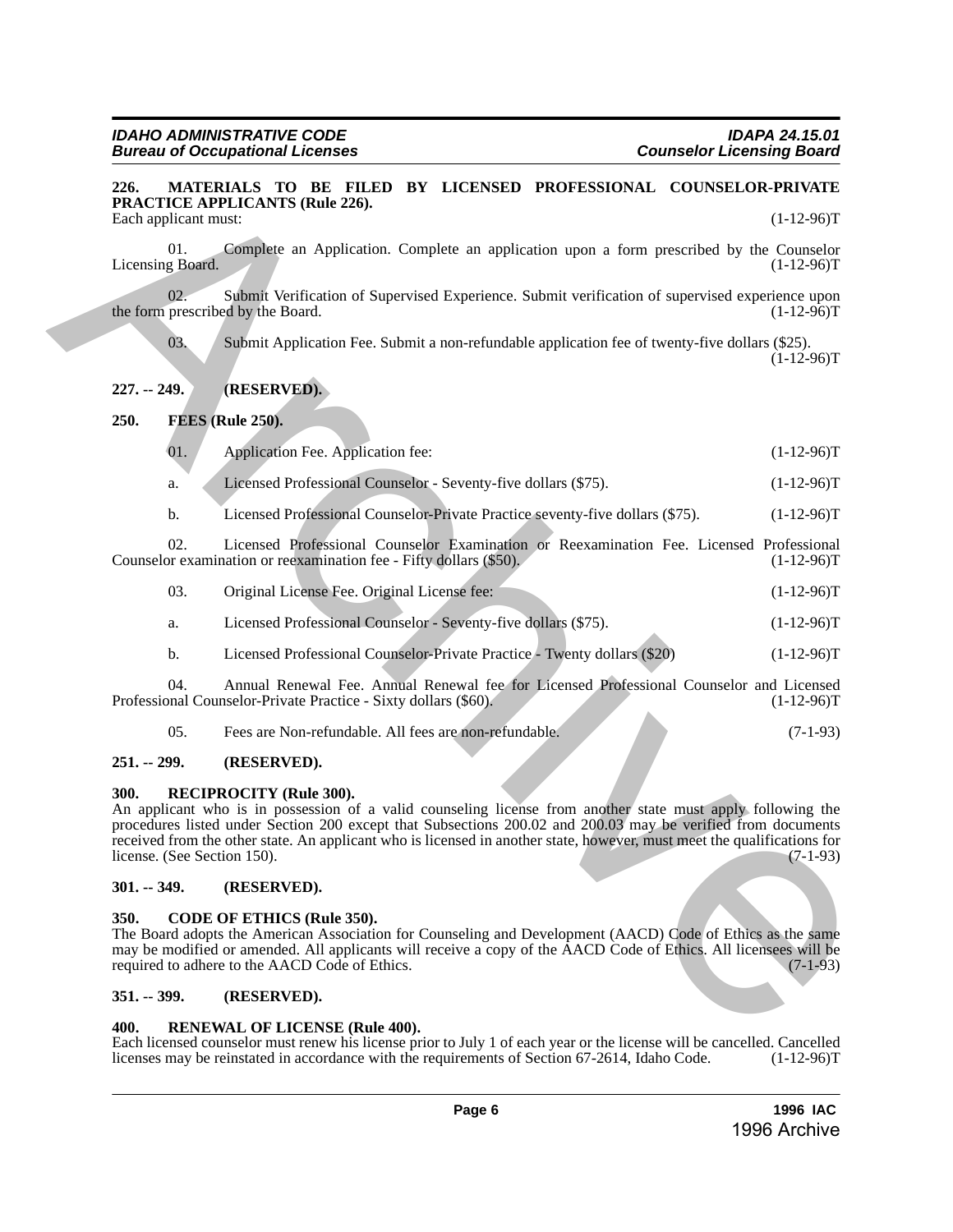**226. MATERIALS TO BE FILED BY LICENSED PROFESSIONAL COUNSELOR-PRIVATE PRACTICE APPLICANTS (Rule 226).**

Each applicant must: (1-12-96)T

01. Complete an Application. Complete an application upon a form prescribed by the Counselor Licensing Board. (1-12-96)T

02. Submit Verification of Supervised Experience. Submit verification of supervised experience upon the form prescribed by the Board. (1-12-96)T

03. Submit Application Fee. Submit a non-refundable application fee of twenty-five dollars ($25). (1-12-96)T

**227. -- 249. (RESERVED).**

**250. FEES (Rule 250).**

01. Application Fee. Application fee: (1-12-96)T

a. Licensed Professional Counselor - Seventy-five dollars ($75). (1-12-96)T

b. Licensed Professional Counselor-Private Practice seventy-five dollars ($75). (1-12-96)T

02. Licensed Professional Counselor Examination or Reexamination Fee. Licensed Professional Counselor examination or reexamination fee - Fifty dollars ($50). (1-12-96)T

03. Original License Fee. Original License fee: (1-12-96)T

a. Licensed Professional Counselor - Seventy-five dollars ($75). (1-12-96)T

b. Licensed Professional Counselor-Private Practice - Twenty dollars ($20) (1-12-96)T

04. Annual Renewal Fee. Annual Renewal fee for Licensed Professional Counselor and Licensed Professional Counselor-Private Practice - Sixty dollars ($60). (1-12-96)T

05. Fees are Non-refundable. All fees are non-refundable. (7-1-93)

**251. -- 299. (RESERVED).**

**300. RECIPROCITY (Rule 300).**

An applicant who is in possession of a valid counseling license from another state must apply following the procedures listed under Section 200 except that Subsections 200.02 and 200.03 may be verified from documents received from the other state. An applicant who is licensed in another state, however, must meet the qualifications for license. (See Section 150). (7-1-93)

**301. -- 349. (RESERVED).**

**350. CODE OF ETHICS (Rule 350).**

The Board adopts the American Association for Counseling and Development (AACD) Code of Ethics as the same may be modified or amended. All applicants will receive a copy of the AACD Code of Ethics. All licensees will be required to adhere to the AACD Code of Ethics. (7-1-93)

**351. -- 399. (RESERVED).**

**400. RENEWAL OF LICENSE (Rule 400).**

Each licensed counselor must renew his license prior to July 1 of each year or the license will be cancelled. Cancelled licenses may be reinstated in accordance with the requirements of Section 67-2614, Idaho Code. (1-12-96)T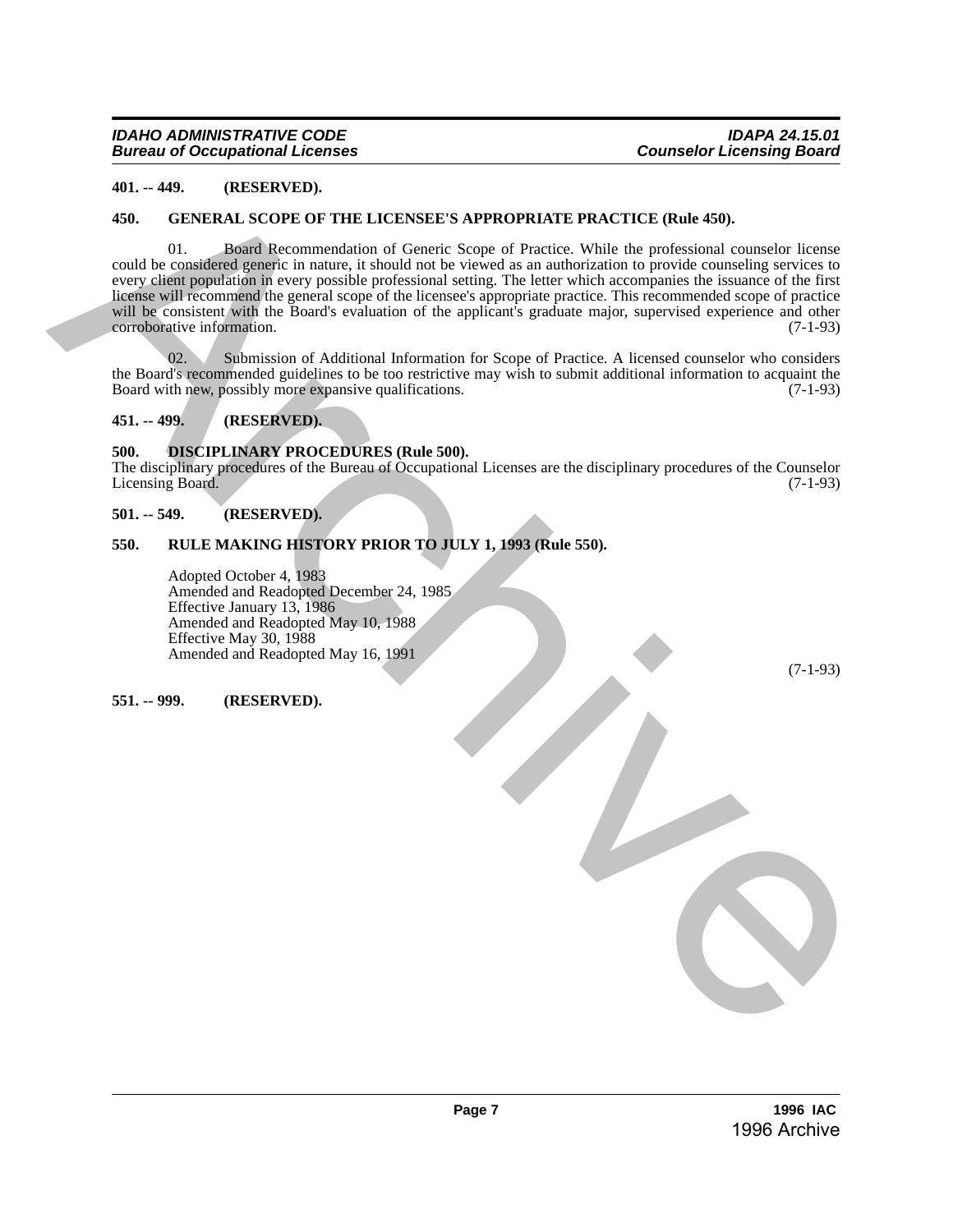**401. -- 449. (RESERVED).**

**450. GENERAL SCOPE OF THE LICENSEE'S APPROPRIATE PRACTICE (Rule 450).**

01. Board Recommendation of Generic Scope of Practice. While the professional counselor license could be considered generic in nature, it should not be viewed as an authorization to provide counseling services to every client population in every possible professional setting. The letter which accompanies the issuance of the first license will recommend the general scope of the licensee's appropriate practice. This recommended scope of practice will be consistent with the Board's evaluation of the applicant's graduate major, supervised experience and other corroborative information. (7-1-93)

02. Submission of Additional Information for Scope of Practice. A licensed counselor who considers the Board's recommended guidelines to be too restrictive may wish to submit additional information to acquaint the Board with new, possibly more expansive qualifications. (7-1-93)

**451. -- 499. (RESERVED).**

**500. DISCIPLINARY PROCEDURES (Rule 500).**

The disciplinary procedures of the Bureau of Occupational Licenses are the disciplinary procedures of the Counselor Licensing Board. (7-1-93)

**501. -- 549. (RESERVED).**

**550. RULE MAKING HISTORY PRIOR TO JULY 1, 1993 (Rule 550).**

Adopted October 4, 1983
Amended and Readopted December 24, 1985
Effective January 13, 1986
Amended and Readopted May 10, 1988
Effective May 30, 1988
Amended and Readopted May 16, 1991

(7-1-93)

**551. -- 999. (RESERVED).**